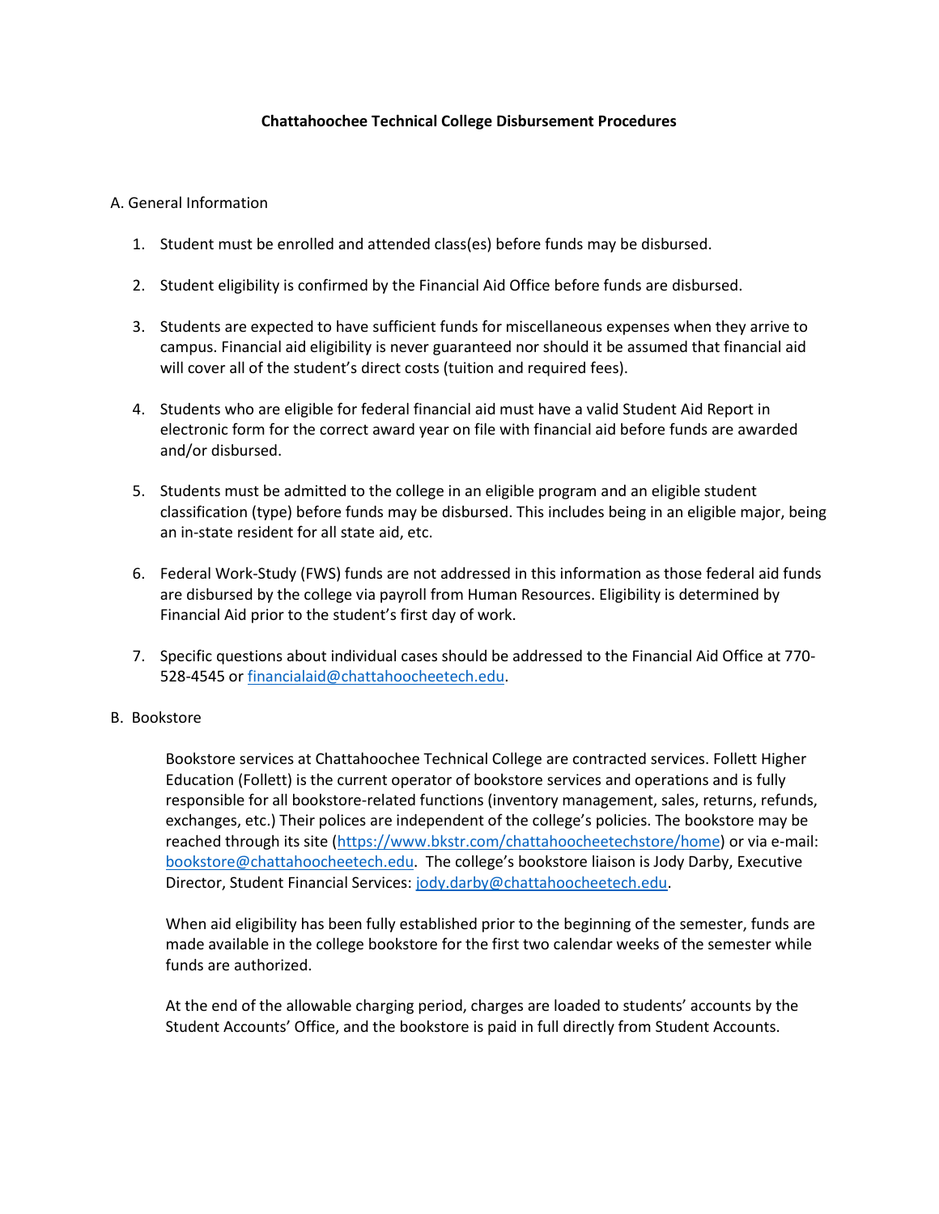# Chattahoochee Technical College Disbursement Procedures

## A. General Information

1. Student must be enrolled and attended class(es) before funds may be disbursed.

2. Student eligibility is confirmed by the Financial Aid Office before funds are disbursed.

3. Students are expected to have sufficient funds for miscellaneous expenses when they arrive to campus. Financial aid eligibility is never guaranteed nor should it be assumed that financial aid will cover all of the student's direct costs (tuition and required fees).

4. Students who are eligible for federal financial aid must have a valid Student Aid Report in electronic form for the correct award year on file with financial aid before funds are awarded and/or disbursed.

5. Students must be admitted to the college in an eligible program and an eligible student classification (type) before funds may be disbursed. This includes being in an eligible major, being an in-state resident for all state aid, etc.

6. Federal Work-Study (FWS) funds are not addressed in this information as those federal aid funds are disbursed by the college via payroll from Human Resources. Eligibility is determined by Financial Aid prior to the student's first day of work.

7. Specific questions about individual cases should be addressed to the Financial Aid Office at 770-528-4545 or financialaid@chattahoocheetech.edu.

## B. Bookstore

Bookstore services at Chattahoochee Technical College are contracted services. Follett Higher Education (Follett) is the current operator of bookstore services and operations and is fully responsible for all bookstore-related functions (inventory management, sales, returns, refunds, exchanges, etc.) Their polices are independent of the college's policies. The bookstore may be reached through its site (https://www.bkstr.com/chattahoocheetechstore/home) or via e-mail: bookstore@chattahoocheetech.edu. The college's bookstore liaison is Jody Darby, Executive Director, Student Financial Services: jody.darby@chattahoocheetech.edu.

When aid eligibility has been fully established prior to the beginning of the semester, funds are made available in the college bookstore for the first two calendar weeks of the semester while funds are authorized.

At the end of the allowable charging period, charges are loaded to students' accounts by the Student Accounts' Office, and the bookstore is paid in full directly from Student Accounts.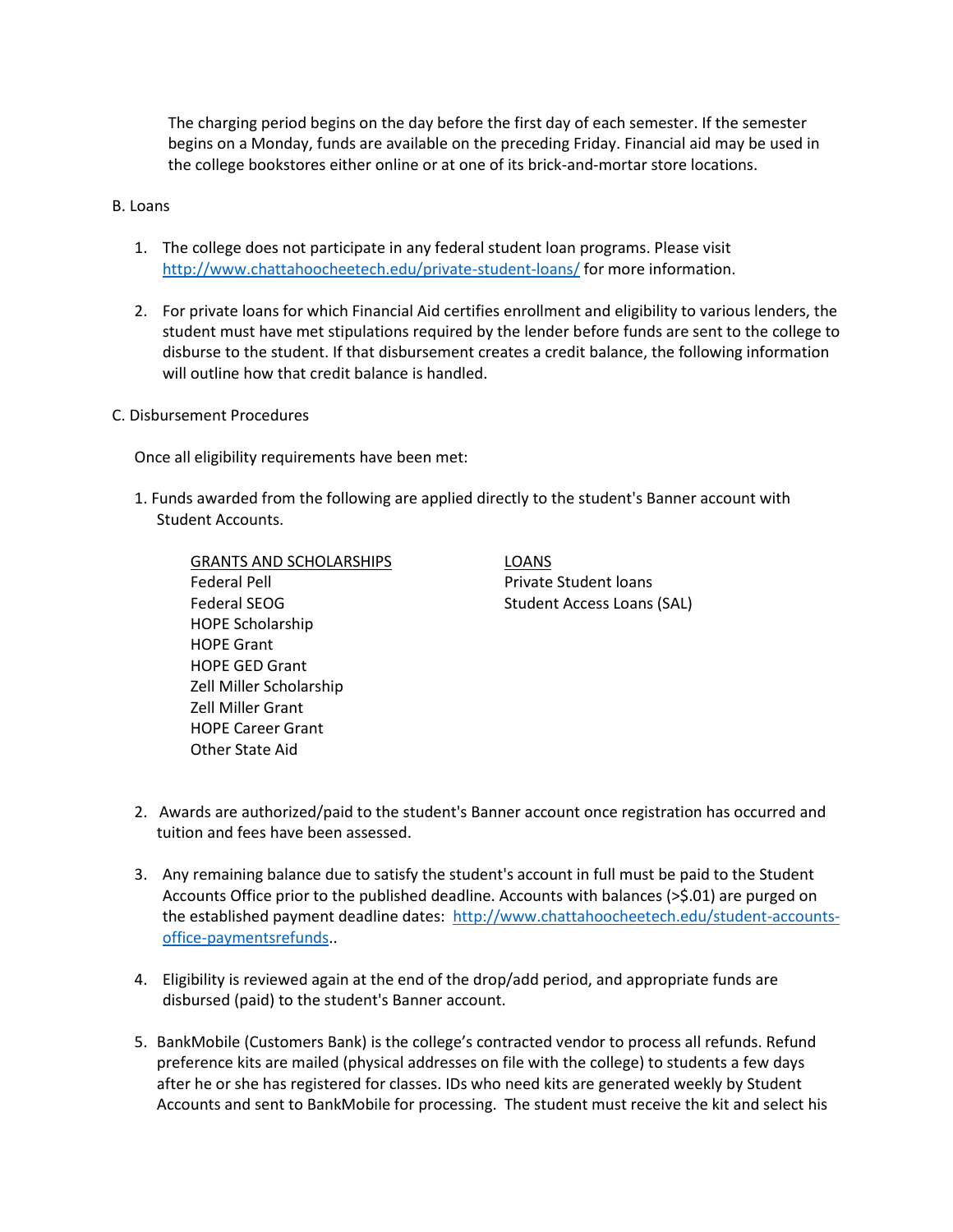The charging period begins on the day before the first day of each semester. If the semester begins on a Monday, funds are available on the preceding Friday. Financial aid may be used in the college bookstores either online or at one of its brick-and-mortar store locations.

B. Loans

1. The college does not participate in any federal student loan programs. Please visit http://www.chattahoocheetech.edu/private-student-loans/ for more information.

2. For private loans for which Financial Aid certifies enrollment and eligibility to various lenders, the student must have met stipulations required by the lender before funds are sent to the college to disburse to the student. If that disbursement creates a credit balance, the following information will outline how that credit balance is handled.

C. Disbursement Procedures

Once all eligibility requirements have been met:

1. Funds awarded from the following are applied directly to the student's Banner account with Student Accounts.

| GRANTS AND SCHOLARSHIPS | LOANS |
|---|---|
| Federal Pell | Private Student loans |
| Federal SEOG | Student Access Loans (SAL) |
| HOPE Scholarship | |
| HOPE Grant | |
| HOPE GED Grant | |
| Zell Miller Scholarship | |
| Zell Miller Grant | |
| HOPE Career Grant | |
| Other State Aid | |

2. Awards are authorized/paid to the student's Banner account once registration has occurred and tuition and fees have been assessed.

3. Any remaining balance due to satisfy the student's account in full must be paid to the Student Accounts Office prior to the published deadline. Accounts with balances (>$.01) are purged on the established payment deadline dates: http://www.chattahoocheetech.edu/student-accounts-office-paymentsrefunds..

4. Eligibility is reviewed again at the end of the drop/add period, and appropriate funds are disbursed (paid) to the student's Banner account.

5. BankMobile (Customers Bank) is the college's contracted vendor to process all refunds. Refund preference kits are mailed (physical addresses on file with the college) to students a few days after he or she has registered for classes. IDs who need kits are generated weekly by Student Accounts and sent to BankMobile for processing. The student must receive the kit and select his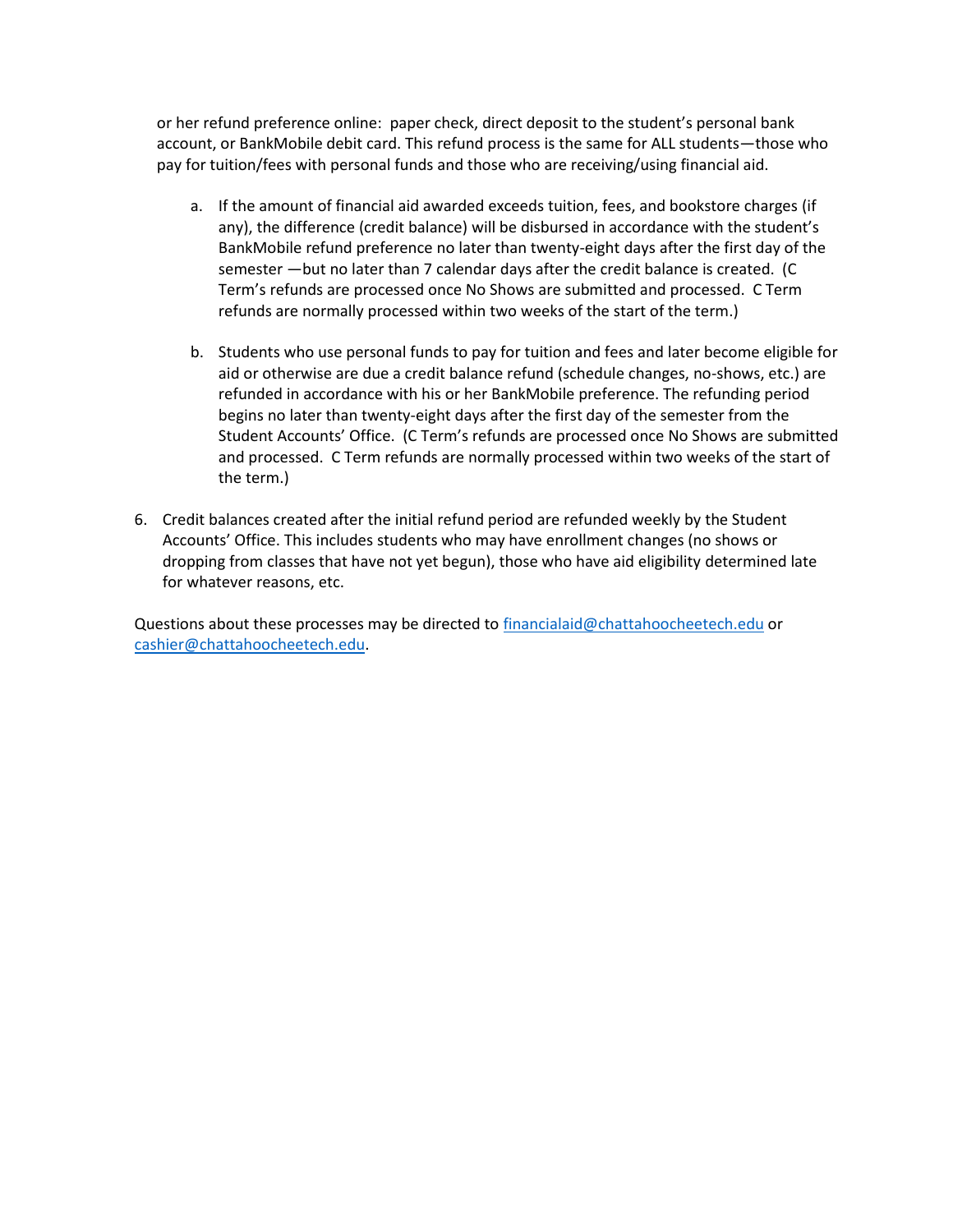or her refund preference online:  paper check, direct deposit to the student's personal bank account, or BankMobile debit card. This refund process is the same for ALL students—those who pay for tuition/fees with personal funds and those who are receiving/using financial aid.

   a. If the amount of financial aid awarded exceeds tuition, fees, and bookstore charges (if any), the difference (credit balance) will be disbursed in accordance with the student's BankMobile refund preference no later than twenty-eight days after the first day of the semester —but no later than 7 calendar days after the credit balance is created.  (C Term's refunds are processed once No Shows are submitted and processed.  C Term refunds are normally processed within two weeks of the start of the term.)

   b. Students who use personal funds to pay for tuition and fees and later become eligible for aid or otherwise are due a credit balance refund (schedule changes, no-shows, etc.) are refunded in accordance with his or her BankMobile preference. The refunding period begins no later than twenty-eight days after the first day of the semester from the Student Accounts' Office.  (C Term's refunds are processed once No Shows are submitted and processed.  C Term refunds are normally processed within two weeks of the start of the term.)

6. Credit balances created after the initial refund period are refunded weekly by the Student Accounts' Office. This includes students who may have enrollment changes (no shows or dropping from classes that have not yet begun), those who have aid eligibility determined late for whatever reasons, etc.

Questions about these processes may be directed to [financialaid@chattahoocheetech.edu](mailto:financialaid@chattahoocheetech.edu) or [cashier@chattahoocheetech.edu](mailto:cashier@chattahoocheetech.edu).